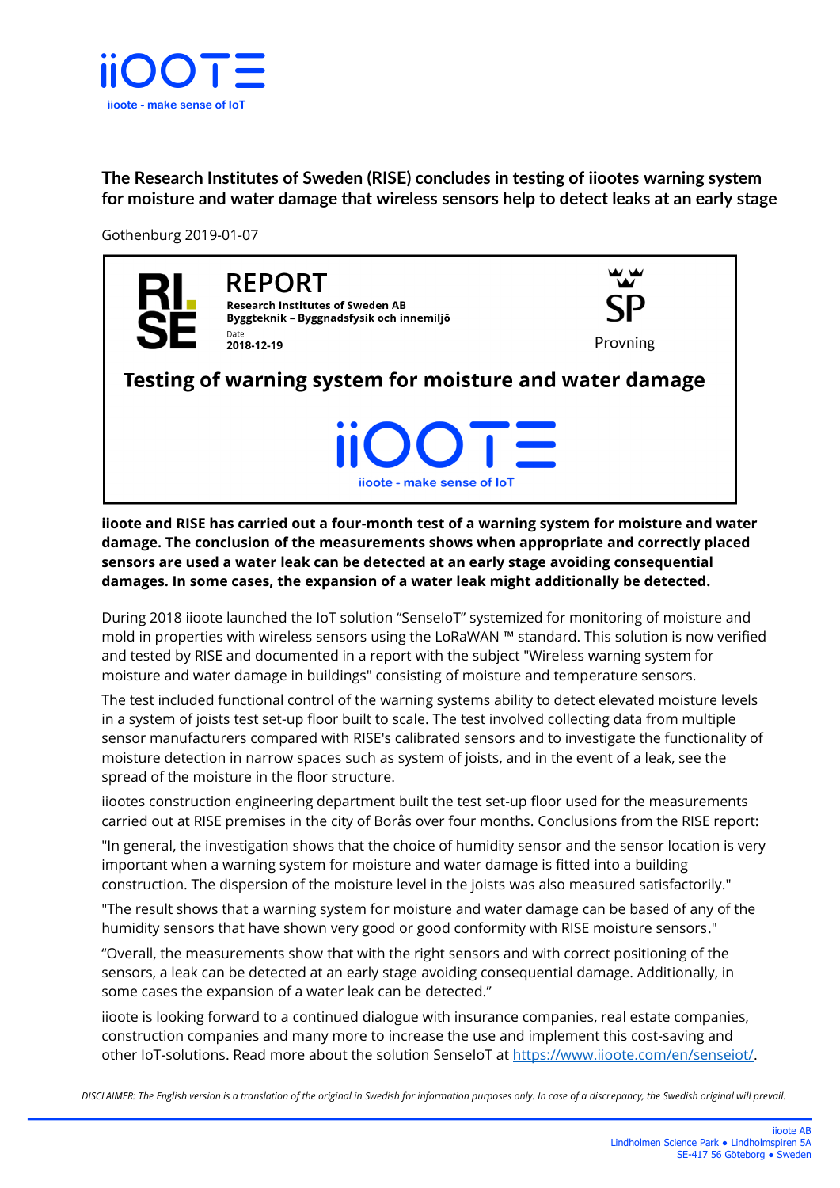iiOOTE

iioote - make sense of IoT

# The Research Institutes of Sweden (RISE) concludes in testing of iiootes warning system for moisture and water damage that wireless sensors help to detect leaks at an early stage

Gothenburg 2019-01-07

RI. SE

**REPORT**

**Research Institutes of Sweden AB**
**Byggteknik – Byggnadsfysik och innemiljö**

Date
**2018-12-19**

SP
Provning

## Testing of warning system for moisture and water damage

iiOOTE

iioote - make sense of IoT

**iioote and RISE has carried out a four-month test of a warning system for moisture and water damage. The conclusion of the measurements shows when appropriate and correctly placed sensors are used a water leak can be detected at an early stage avoiding consequential damages. In some cases, the expansion of a water leak might additionally be detected.**

During 2018 iioote launched the IoT solution "SenseIoT" systemized for monitoring of moisture and mold in properties with wireless sensors using the LoRaWAN ™ standard. This solution is now verified and tested by RISE and documented in a report with the subject "Wireless warning system for moisture and water damage in buildings" consisting of moisture and temperature sensors.

The test included functional control of the warning systems ability to detect elevated moisture levels in a system of joists test set-up floor built to scale. The test involved collecting data from multiple sensor manufacturers compared with RISE's calibrated sensors and to investigate the functionality of moisture detection in narrow spaces such as system of joists, and in the event of a leak, see the spread of the moisture in the floor structure.

iiootes construction engineering department built the test set-up floor used for the measurements carried out at RISE premises in the city of Borås over four months. Conclusions from the RISE report:

"In general, the investigation shows that the choice of humidity sensor and the sensor location is very important when a warning system for moisture and water damage is fitted into a building construction. The dispersion of the moisture level in the joists was also measured satisfactorily."

"The result shows that a warning system for moisture and water damage can be based of any of the humidity sensors that have shown very good or good conformity with RISE moisture sensors."

"Overall, the measurements show that with the right sensors and with correct positioning of the sensors, a leak can be detected at an early stage avoiding consequential damage. Additionally, in some cases the expansion of a water leak can be detected."

iioote is looking forward to a continued dialogue with insurance companies, real estate companies, construction companies and many more to increase the use and implement this cost-saving and other IoT-solutions. Read more about the solution SenseIoT at [https://www.iioote.com/en/senseiot/](https://www.iioote.com/en/senseiot/).

*DISCLAIMER: The English version is a translation of the original in Swedish for information purposes only. In case of a discrepancy, the Swedish original will prevail.*

iioote AB
Lindholmen Science Park ● Lindholmspiren 5A
SE-417 56 Göteborg ● Sweden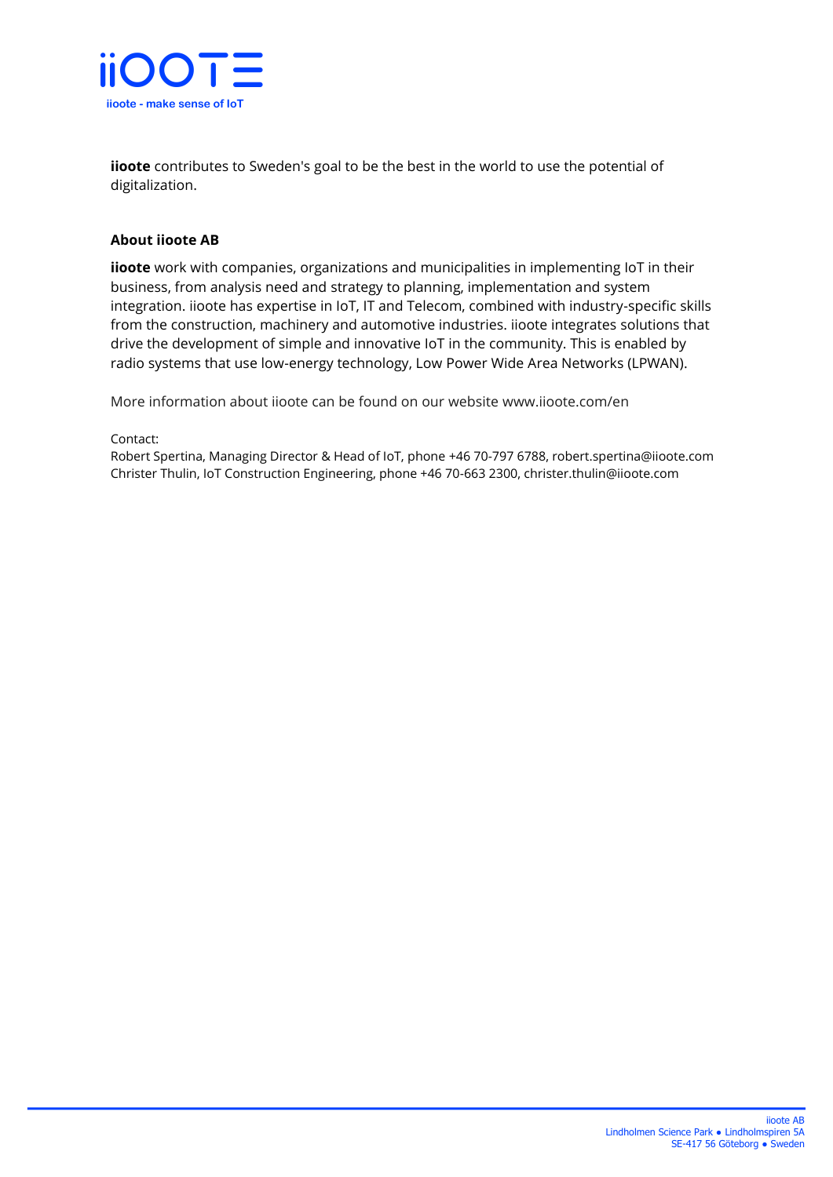**iioote** contributes to Sweden's goal to be the best in the world to use the potential of digitalization.

### About iioote AB

**iioote** work with companies, organizations and municipalities in implementing IoT in their business, from analysis need and strategy to planning, implementation and system integration. iioote has expertise in IoT, IT and Telecom, combined with industry-specific skills from the construction, machinery and automotive industries. iioote integrates solutions that drive the development of simple and innovative IoT in the community. This is enabled by radio systems that use low-energy technology, Low Power Wide Area Networks (LPWAN).

More information about iioote can be found on our website www.iioote.com/en

Contact:
Robert Spertina, Managing Director & Head of IoT, phone +46 70-797 6788, robert.spertina@iioote.com
Christer Thulin, IoT Construction Engineering, phone +46 70-663 2300, christer.thulin@iioote.com